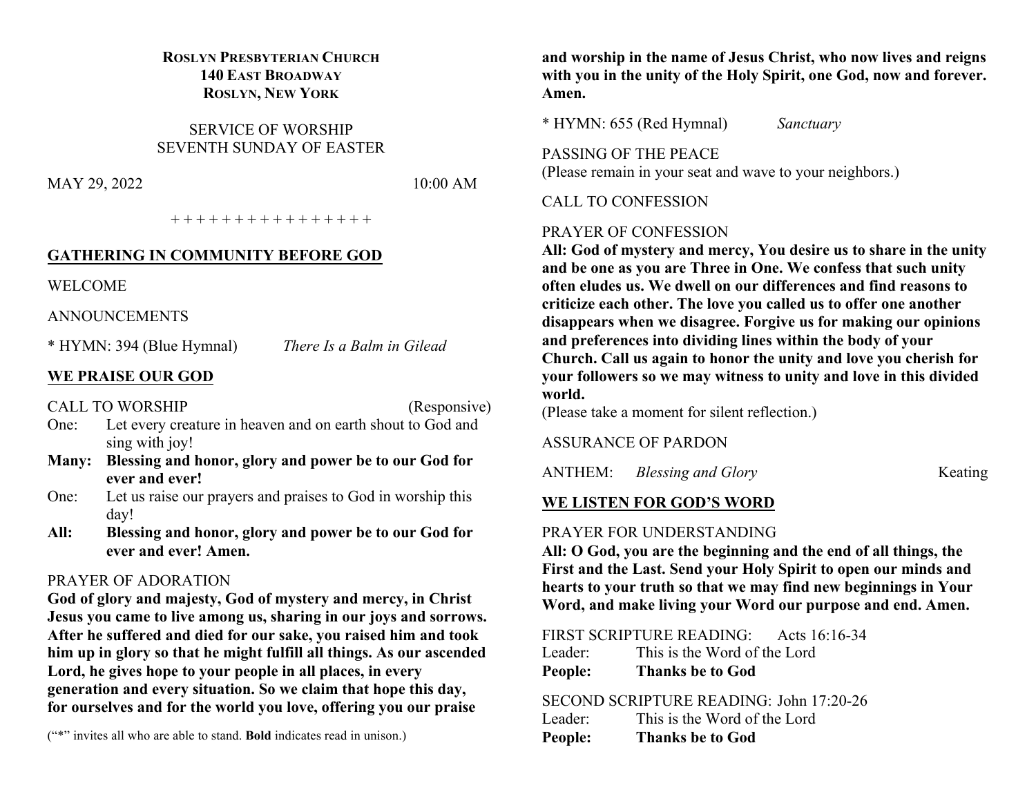**ROSLYN PRESBYTERIAN CHURCH**
**140 EAST BROADWAY**
**ROSLYN, NEW YORK**

SERVICE OF WORSHIP
SEVENTH SUNDAY OF EASTER

MAY 29, 2022 10:00 AM

+ + + + + + + + + + + + + + + +

## GATHERING IN COMMUNITY BEFORE GOD

WELCOME

ANNOUNCEMENTS

\* HYMN: 394 (Blue Hymnal) *There Is a Balm in Gilead*

## WE PRAISE OUR GOD

CALL TO WORSHIP (Responsive)

One: Let every creature in heaven and on earth shout to God and sing with joy!

**Many: Blessing and honor, glory and power be to our God for ever and ever!**

One: Let us raise our prayers and praises to God in worship this day!

**All: Blessing and honor, glory and power be to our God for ever and ever! Amen.**

PRAYER OF ADORATION

**God of glory and majesty, God of mystery and mercy, in Christ Jesus you came to live among us, sharing in our joys and sorrows. After he suffered and died for our sake, you raised him and took him up in glory so that he might fulfill all things. As our ascended Lord, he gives hope to your people in all places, in every generation and every situation. So we claim that hope this day, for ourselves and for the world you love, offering you our praise and worship in the name of Jesus Christ, who now lives and reigns with you in the unity of the Holy Spirit, one God, now and forever. Amen.**

("\*" invites all who are able to stand. **Bold** indicates read in unison.)

\* HYMN: 655 (Red Hymnal) *Sanctuary*

PASSING OF THE PEACE
(Please remain in your seat and wave to your neighbors.)

CALL TO CONFESSION

PRAYER OF CONFESSION

**All: God of mystery and mercy, You desire us to share in the unity and be one as you are Three in One. We confess that such unity often eludes us. We dwell on our differences and find reasons to criticize each other. The love you called us to offer one another disappears when we disagree. Forgive us for making our opinions and preferences into dividing lines within the body of your Church. Call us again to honor the unity and love you cherish for your followers so we may witness to unity and love in this divided world.**

(Please take a moment for silent reflection.)

ASSURANCE OF PARDON

ANTHEM: *Blessing and Glory* Keating

## WE LISTEN FOR GOD'S WORD

PRAYER FOR UNDERSTANDING

**All: O God, you are the beginning and the end of all things, the First and the Last. Send your Holy Spirit to open our minds and hearts to your truth so that we may find new beginnings in Your Word, and make living your Word our purpose and end. Amen.**

FIRST SCRIPTURE READING: Acts 16:16-34

Leader: This is the Word of the Lord

**People: Thanks be to God**

SECOND SCRIPTURE READING: John 17:20-26

Leader: This is the Word of the Lord

**People: Thanks be to God**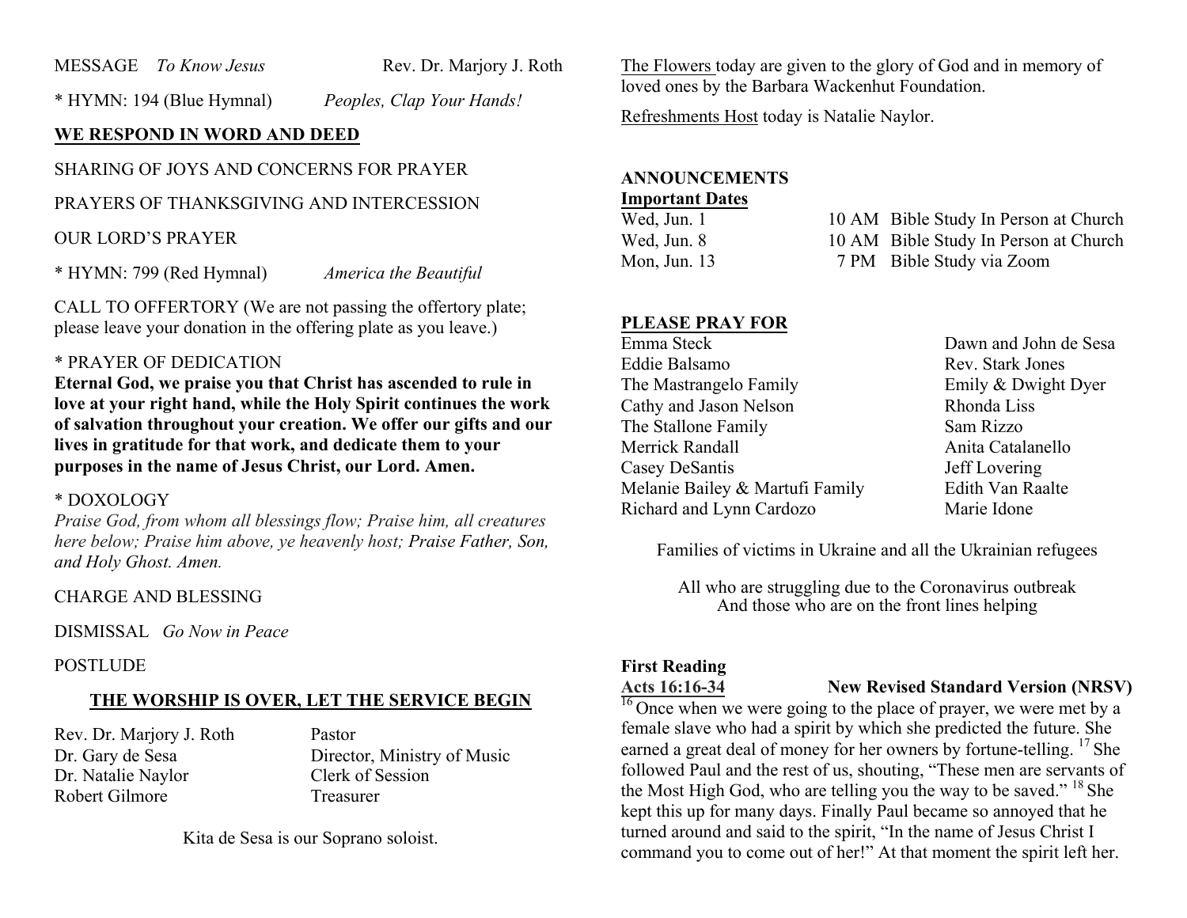MESSAGE *To Know Jesus* Rev. Dr. Marjory J. Roth

\* HYMN: 194 (Blue Hymnal) *Peoples, Clap Your Hands!*

**WE RESPOND IN WORD AND DEED**

SHARING OF JOYS AND CONCERNS FOR PRAYER

PRAYERS OF THANKSGIVING AND INTERCESSION

OUR LORD'S PRAYER

\* HYMN: 799 (Red Hymnal) *America the Beautiful*

CALL TO OFFERTORY (We are not passing the offertory plate; please leave your donation in the offering plate as you leave.)

\* PRAYER OF DEDICATION

**Eternal God, we praise you that Christ has ascended to rule in love at your right hand, while the Holy Spirit continues the work of salvation throughout your creation. We offer our gifts and our lives in gratitude for that work, and dedicate them to your purposes in the name of Jesus Christ, our Lord. Amen.**

\* DOXOLOGY

*Praise God, from whom all blessings flow; Praise him, all creatures here below; Praise him above, ye heavenly host; Praise Father, Son, and Holy Ghost. Amen.*

CHARGE AND BLESSING

DISMISSAL *Go Now in Peace*

POSTLUDE

**THE WORSHIP IS OVER, LET THE SERVICE BEGIN**

| | |
|---|---|
| Rev. Dr. Marjory J. Roth | Pastor |
| Dr. Gary de Sesa | Director, Ministry of Music |
| Dr. Natalie Naylor | Clerk of Session |
| Robert Gilmore | Treasurer |

Kita de Sesa is our Soprano soloist.

The Flowers today are given to the glory of God and in memory of loved ones by the Barbara Wackenhut Foundation.

Refreshments Host today is Natalie Naylor.

**ANNOUNCEMENTS**

**Important Dates**

| | | |
|---|---|---|
| Wed, Jun. 1 | 10 AM | Bible Study In Person at Church |
| Wed, Jun. 8 | 10 AM | Bible Study In Person at Church |
| Mon, Jun. 13 | 7 PM | Bible Study via Zoom |

**PLEASE PRAY FOR**

| | |
|---|---|
| Emma Steck | Dawn and John de Sesa |
| Eddie Balsamo | Rev. Stark Jones |
| The Mastrangelo Family | Emily & Dwight Dyer |
| Cathy and Jason Nelson | Rhonda Liss |
| The Stallone Family | Sam Rizzo |
| Merrick Randall | Anita Catalanello |
| Casey DeSantis | Jeff Lovering |
| Melanie Bailey & Martufi Family | Edith Van Raalte |
| Richard and Lynn Cardozo | Marie Idone |

Families of victims in Ukraine and all the Ukrainian refugees

All who are struggling due to the Coronavirus outbreak
And those who are on the front lines helping

**First Reading**

**Acts 16:16-34** **New Revised Standard Version (NRSV)**

[16] Once when we were going to the place of prayer, we were met by a female slave who had a spirit by which she predicted the future. She earned a great deal of money for her owners by fortune-telling. [17] She followed Paul and the rest of us, shouting, "These men are servants of the Most High God, who are telling you the way to be saved." [18] She kept this up for many days. Finally Paul became so annoyed that he turned around and said to the spirit, "In the name of Jesus Christ I command you to come out of her!" At that moment the spirit left her.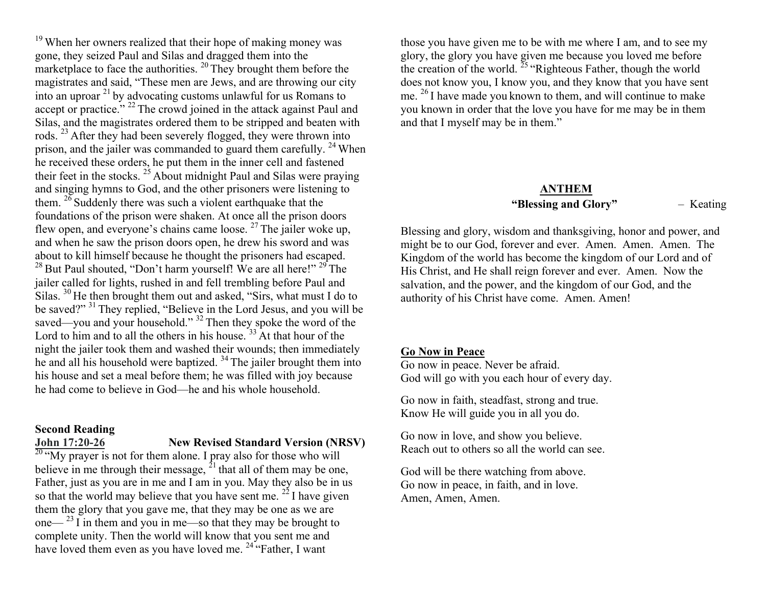[19] When her owners realized that their hope of making money was gone, they seized Paul and Silas and dragged them into the marketplace to face the authorities. [20] They brought them before the magistrates and said, "These men are Jews, and are throwing our city into an uproar [21] by advocating customs unlawful for us Romans to accept or practice." [22] The crowd joined in the attack against Paul and Silas, and the magistrates ordered them to be stripped and beaten with rods. [23] After they had been severely flogged, they were thrown into prison, and the jailer was commanded to guard them carefully. [24] When he received these orders, he put them in the inner cell and fastened their feet in the stocks. [25] About midnight Paul and Silas were praying and singing hymns to God, and the other prisoners were listening to them. [26] Suddenly there was such a violent earthquake that the foundations of the prison were shaken. At once all the prison doors flew open, and everyone's chains came loose. [27] The jailer woke up, and when he saw the prison doors open, he drew his sword and was about to kill himself because he thought the prisoners had escaped. [28] But Paul shouted, "Don't harm yourself! We are all here!" [29] The jailer called for lights, rushed in and fell trembling before Paul and Silas. [30] He then brought them out and asked, "Sirs, what must I do to be saved?" [31] They replied, "Believe in the Lord Jesus, and you will be saved—you and your household." [32] Then they spoke the word of the Lord to him and to all the others in his house. [33] At that hour of the night the jailer took them and washed their wounds; then immediately he and all his household were baptized. [34] The jailer brought them into his house and set a meal before them; he was filled with joy because he had come to believe in God—he and his whole household.

**Second Reading**

**John 17:20-26** **New Revised Standard Version (NRSV)**

[20] "My prayer is not for them alone. I pray also for those who will believe in me through their message, [21] that all of them may be one, Father, just as you are in me and I am in you. May they also be in us so that the world may believe that you have sent me. [22] I have given them the glory that you gave me, that they may be one as we are one— [23] I in them and you in me—so that they may be brought to complete unity. Then the world will know that you sent me and have loved them even as you have loved me. [24] "Father, I want those you have given me to be with me where I am, and to see my glory, the glory you have given me because you loved me before the creation of the world. [25] "Righteous Father, though the world does not know you, I know you, and they know that you have sent me. [26] I have made you known to them, and will continue to make you known in order that the love you have for me may be in them and that I myself may be in them."

**ANTHEM**

**"Blessing and Glory"** – Keating

Blessing and glory, wisdom and thanksgiving, honor and power, and might be to our God, forever and ever. Amen. Amen. Amen. The Kingdom of the world has become the kingdom of our Lord and of His Christ, and He shall reign forever and ever. Amen. Now the salvation, and the power, and the kingdom of our God, and the authority of his Christ have come. Amen. Amen!

**Go Now in Peace**

Go now in peace. Never be afraid.
God will go with you each hour of every day.

Go now in faith, steadfast, strong and true.
Know He will guide you in all you do.

Go now in love, and show you believe.
Reach out to others so all the world can see.

God will be there watching from above.
Go now in peace, in faith, and in love.
Amen, Amen, Amen.